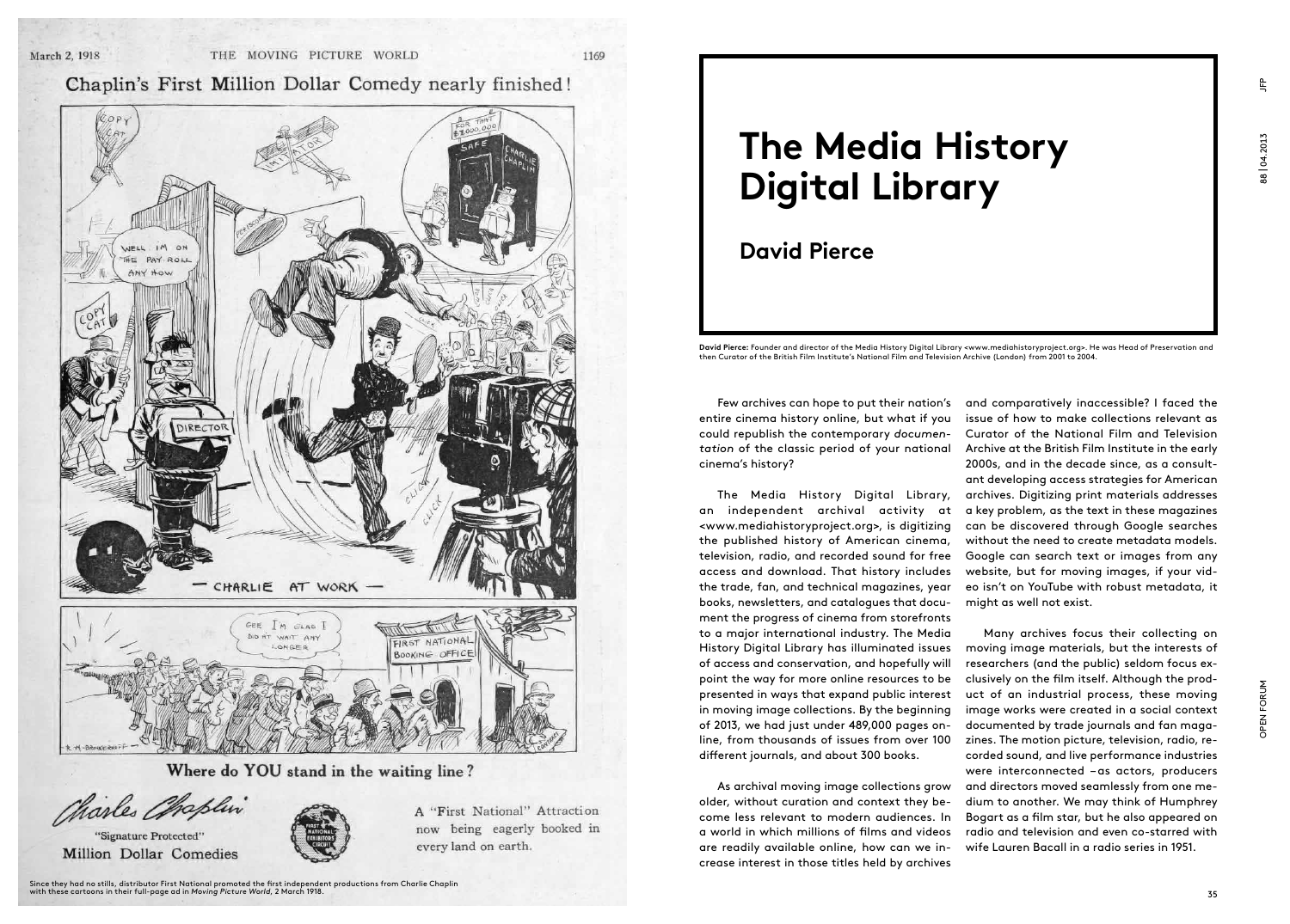Since they had no stills, distributor First National promoted the first independent productions from Charlie Chaplin with these cartoons in their full-page ad in *Moving Picture World*, 2 March 1918.

# The Media History Digital Library

## David Pierce

**David Pierce:** Founder and director of the Media History Digital Library <www.mediahistoryproject.org>. He was Head of Preservation and then Curator of the British Film Institute's National Film and Television Archive (London) from 2001 to 2004.

Few archives can hope to put their nation's entire cinema history online, but what if you could republish the contemporary *documentation* of the classic period of your national cinema's history?

The Media History Digital Library, an independent archival activity at <www.mediahistoryproject.org>, is digitizing the published history of American cinema, television, radio, and recorded sound for free access and download. That history includes the trade, fan, and technical magazines, year books, newsletters, and catalogues that document the progress of cinema from storefronts to a major international industry. The Media History Digital Library has illuminated issues of access and conservation, and hopefully will point the way for more online resources to be presented in ways that expand public interest in moving image collections. By the beginning of 2013, we had just under 489,000 pages online, from thousands of issues from over 100 different journals, and about 300 books.

As archival moving image collections grow older, without curation and context they become less relevant to modern audiences. In a world in which millions of films and videos are readily available online, how can we increase interest in those titles held by archives and comparatively inaccessible? I faced the issue of how to make collections relevant as Curator of the National Film and Television Archive at the British Film Institute in the early 2000s, and in the decade since, as a consultant developing access strategies for American archives. Digitizing print materials addresses a key problem, as the text in these magazines can be discovered through Google searches without the need to create metadata models. Google can search text or images from any website, but for moving images, if your video isn't on YouTube with robust metadata, it might as well not exist.

Many archives focus their collecting on moving image materials, but the interests of researchers (and the public) seldom focus exclusively on the film itself. Although the product of an industrial process, these moving image works were created in a social context documented by trade journals and fan magazines. The motion picture, television, radio, recorded sound, and live performance industries were interconnected – as actors, producers and directors moved seamlessly from one medium to another. We may think of Humphrey Bogart as a film star, but he also appeared on radio and television and even co-starred with wife Lauren Bacall in a radio series in 1951.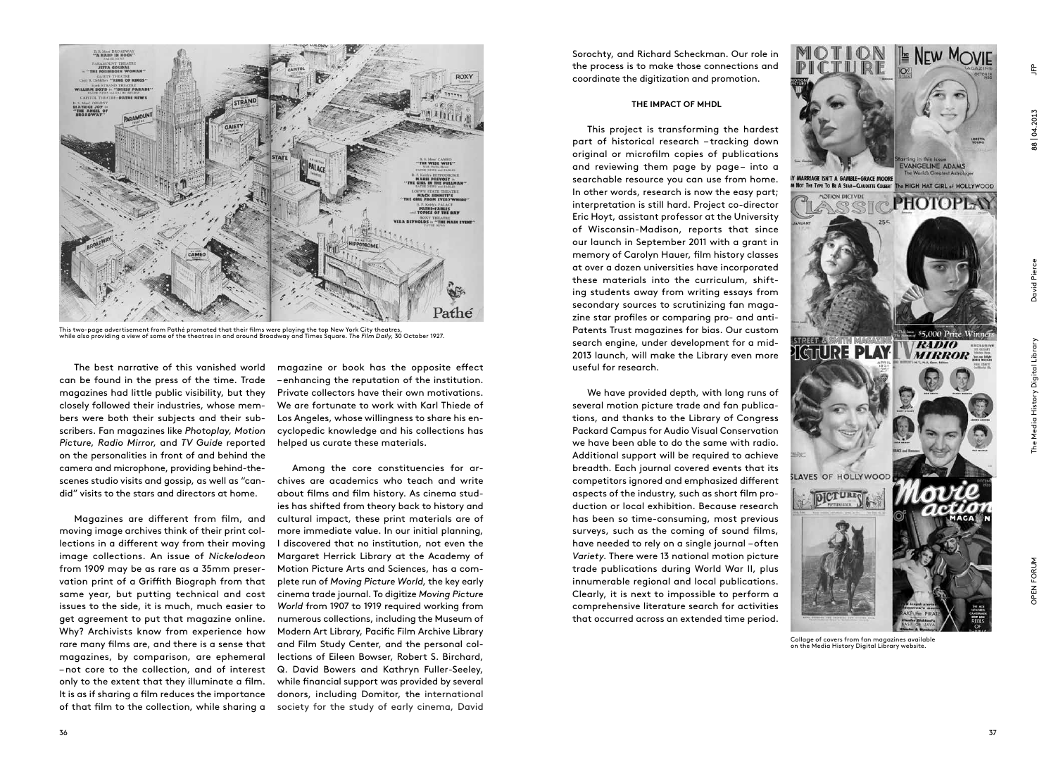This two-page advertisement from Pathé promoted that their films were playing the top New York City theatres, while also providing a view of some of the theatres in and around Broadway and Times Square. *The Film Daily*, 30 October 1927.

The best narrative of this vanished world can be found in the press of the time. Trade magazines had little public visibility, but they closely followed their industries, whose members were both their subjects and their subscribers. Fan magazines like *Photoplay*, *Motion Picture*, *Radio Mirror*, and *TV Guide* reported on the personalities in front of and behind the camera and microphone, providing behind-the-scenes studio visits and gossip, as well as "candid" visits to the stars and directors at home.

Magazines are different from film, and moving image archives think of their print collections in a different way from their moving image collections. An issue of *Nickelodeon* from 1909 may be as rare as a 35mm preservation print of a Griffith Biograph from that same year, but putting technical and cost issues to the side, it is much, much easier to get agreement to put that magazine online. Why? Archivists know from experience how rare many films are, and there is a sense that magazines, by comparison, are ephemeral – not core to the collection, and of interest only to the extent that they illuminate a film. It is as if sharing a film reduces the importance of that film to the collection, while sharing a magazine or book has the opposite effect – enhancing the reputation of the institution. Private collectors have their own motivations. We are fortunate to work with Karl Thiede of Los Angeles, whose willingness to share his encyclopedic knowledge and his collections has helped us curate these materials.

Among the core constituencies for archives are academics who teach and write about films and film history. As cinema studies has shifted from theory back to history and cultural impact, these print materials are of more immediate value. In our initial planning, I discovered that no institution, not even the Margaret Herrick Library at the Academy of Motion Picture Arts and Sciences, has a complete run of *Moving Picture World*, the key early cinema trade journal. To digitize *Moving Picture World* from 1907 to 1919 required working from numerous collections, including the Museum of Modern Art Library, Pacific Film Archive Library and Film Study Center, and the personal collections of Eileen Bowser, Robert S. Birchard, Q. David Bowers and Kathryn Fuller-Seeley, while financial support was provided by several donors, including Domitor, the international society for the study of early cinema, David Sorochty, and Richard Scheckman. Our role in the process is to make those connections and coordinate the digitization and promotion.

#### THE IMPACT OF MHDL

This project is transforming the hardest part of historical research – tracking down original or microfilm copies of publications and reviewing them page by page – into a searchable resource you can use from home. In other words, research is now the easy part; interpretation is still hard. Project co-director Eric Hoyt, assistant professor at the University of Wisconsin-Madison, reports that since our launch in September 2011 with a grant in memory of Carolyn Hauer, film history classes at over a dozen universities have incorporated these materials into the curriculum, shifting students away from writing essays from secondary sources to scrutinizing fan magazine star profiles or comparing pro- and anti-Patents Trust magazines for bias. Our custom search engine, under development for a mid-2013 launch, will make the Library even more useful for research.

We have provided depth, with long runs of several motion picture trade and fan publications, and thanks to the Library of Congress Packard Campus for Audio Visual Conservation we have been able to do the same with radio. Additional support will be required to achieve breadth. Each journal covered events that its competitors ignored and emphasized different aspects of the industry, such as short film production or local exhibition. Because research has been so time-consuming, most previous surveys, such as the coming of sound films, have needed to rely on a single journal – often *Variety*. There were 13 national motion picture trade publications during World War II, plus innumerable regional and local publications. Clearly, it is next to impossible to perform a comprehensive literature search for activities that occurred across an extended time period.

Collage of covers from fan magazines available on the Media History Digital Library website.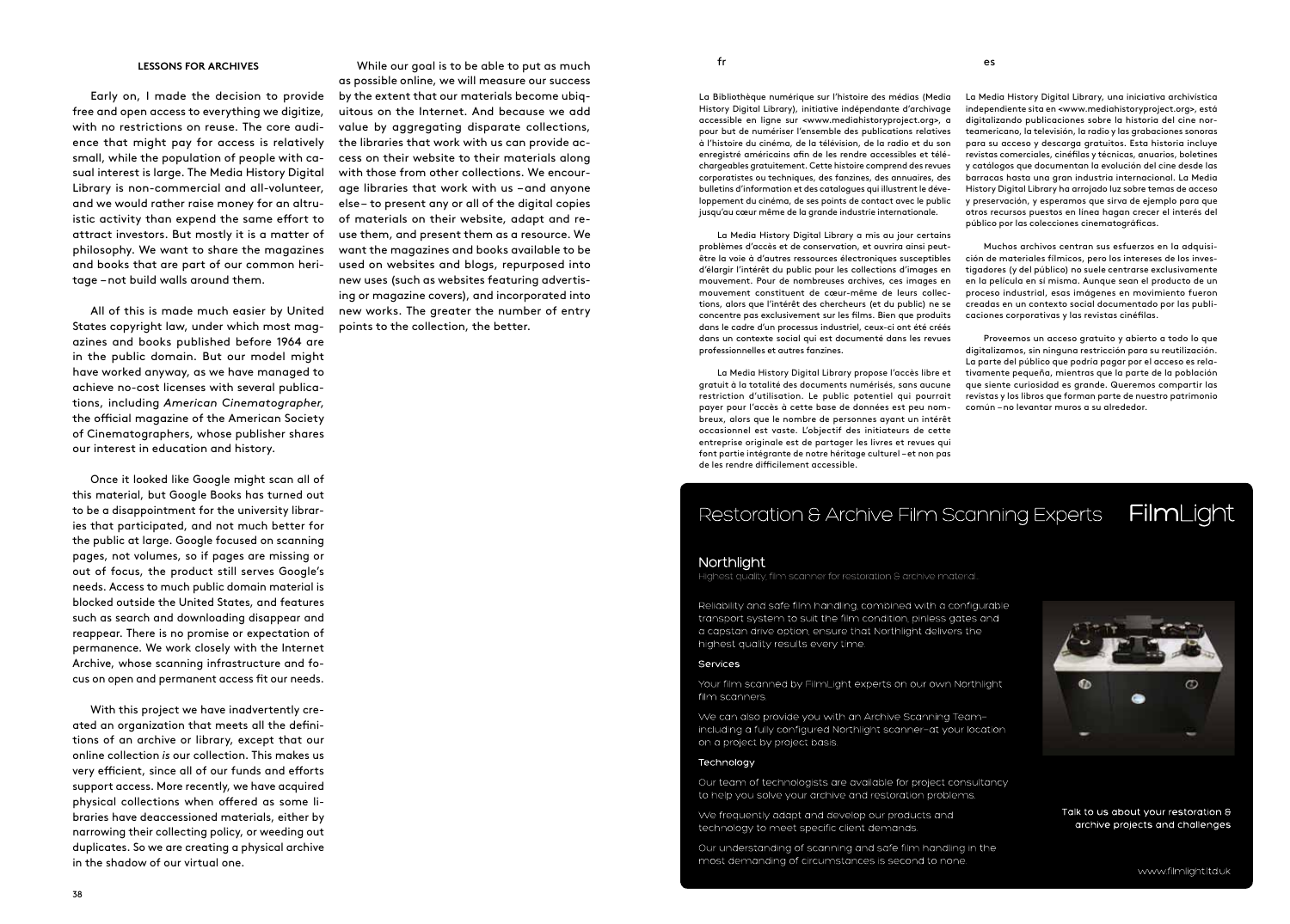### LESSONS FOR ARCHIVES

Early on, I made the decision to provide free and open access to everything we digitize, with no restrictions on reuse. The core audience that might pay for access is relatively small, while the population of people with casual interest is large. The Media History Digital Library is non-commercial and all-volunteer, and we would rather raise money for an altruistic activity than expend the same effort to attract investors. But mostly it is a matter of philosophy. We want to share the magazines and books that are part of our common heritage – not build walls around them.

All of this is made much easier by United States copyright law, under which most magazines and books published before 1964 are in the public domain. But our model might have worked anyway, as we have managed to achieve no-cost licenses with several publications, including *American Cinematographer*, the official magazine of the American Society of Cinematographers, whose publisher shares our interest in education and history.

Once it looked like Google might scan all of this material, but Google Books has turned out to be a disappointment for the university libraries that participated, and not much better for the public at large. Google focused on scanning pages, not volumes, so if pages are missing or out of focus, the product still serves Google's needs. Access to much public domain material is blocked outside the United States, and features such as search and downloading disappear and reappear. There is no promise or expectation of permanence. We work closely with the Internet Archive, whose scanning infrastructure and focus on open and permanent access fit our needs.

With this project we have inadvertently created an organization that meets all the definitions of an archive or library, except that our online collection *is* our collection. This makes us very efficient, since all of our funds and efforts support access. More recently, we have acquired physical collections when offered as some libraries have deaccessioned materials, either by narrowing their collecting policy, or weeding out duplicates. So we are creating a physical archive in the shadow of our virtual one.

While our goal is to be able to put as much as possible online, we will measure our success by the extent that our materials become ubiquitous on the Internet. And because we add value by aggregating disparate collections, the libraries that work with us can provide access on their website to their materials along with those from other collections. We encourage libraries that work with us – and anyone else – to present any or all of the digital copies of materials on their website, adapt and reuse them, and present them as a resource. We want the magazines and books available to be used on websites and blogs, repurposed into new uses (such as websites featuring advertising or magazine covers), and incorporated into new works. The greater the number of entry points to the collection, the better.

fr

La Bibliothèque numérique sur l'histoire des médias (Media History Digital Library), initiative indépendante d'archivage accessible en ligne sur <www.mediahistoryproject.org>, a pour but de numériser l'ensemble des publications relatives à l'histoire du cinéma, de la télévision, de la radio et du son enregistré américains afin de les rendre accessibles et téléchargeables gratuitement. Cette histoire comprend des revues corporatistes ou techniques, des fanzines, des annuaires, des bulletins d'information et des catalogues qui illustrent le développement du cinéma, de ses points de contact avec le public jusqu'au cœur même de la grande industrie internationale.

La Media History Digital Library a mis au jour certains problèmes d'accès et de conservation, et ouvrira ainsi peut-être la voie à d'autres ressources électroniques susceptibles d'élargir l'intérêt du public pour les collections d'images en mouvement. Pour de nombreuses archives, ces images en mouvement constituent de cœur-même de leurs collections, alors que l'intérêt des chercheurs (et du public) ne se concentre pas exclusivement sur les films. Bien que produits dans le cadre d'un processus industriel, ceux-ci ont été créés dans un contexte social qui est documenté dans les revues professionnelles et autres fanzines.

La Media History Digital Library propose l'accès libre et gratuit à la totalité des documents numérisés, sans aucune restriction d'utilisation. Le public potentiel qui pourrait payer pour l'accès à cette base de données est peu nombreux, alors que le nombre de personnes ayant un intérêt occasionnel est vaste. L'objectif des initiateurs de cette entreprise originale est de partager les livres et revues qui font partie intégrante de notre héritage culturel – et non pas de les rendre difficilement accessible.

es

La Media History Digital Library, una iniciativa archivística independiente sita en <www.mediahistoryproject.org>, está digitalizando publicaciones sobre la historia del cine norteamericano, la televisión, la radio y las grabaciones sonoras para su acceso y descarga gratuitos. Esta historia incluye revistas comerciales, cinéfilas y técnicas, anuarios, boletines y catálogos que documentan la evolución del cine desde las barracas hasta una gran industria internacional. La Media History Digital Library ha arrojado luz sobre temas de acceso y preservación, y esperamos que sirva de ejemplo para que otros recursos puestos en línea hagan crecer el interés del público por las colecciones cinematográficas.

Muchos archivos centran sus esfuerzos en la adquisición de materiales fílmicos, pero los intereses de los investigadores (y del público) no suele centrarse exclusivamente en la película en sí misma. Aunque sean el producto de un proceso industrial, esas imágenes en movimiento fueron creadas en un contexto social documentado por las publicaciones corporativas y las revistas cinéfilas.

Proveemos un acceso gratuito y abierto a todo lo que digitalizamos, sin ninguna restricción para su reutilización. La parte del público que podría pagar por el acceso es relativamente pequeña, mientras que la parte de la población que siente curiosidad es grande. Queremos compartir las revistas y los libros que forman parte de nuestro patrimonio común – no levantar muros a su alrededor.

Restoration & Archive Film Scanning Experts **FilmLight**

**Northlight**

Highest quality, film scanner for restoration & archive material.

Reliability and safe film handling, combined with a configurable transport system to suit the film condition, pinless gates and a capstan drive option, ensure that Northlight delivers the highest quality results every time.

**Services**

Your film scanned by FilmLight experts on our own Northlight film scanners.

We can also provide you with an Archive Scanning Team– including a fully configured Northlight scanner–at your location on a project by project basis.

**Technology**

Our team of technologists are available for project consultancy to help you solve your archive and restoration problems.

We frequently adapt and develop our products and technology to meet specific client demands.

Our understanding of scanning and safe film handling in the most demanding of circumstances is second to none.

Talk to us about your restoration & archive projects and challenges

www.filmlight.ltd.uk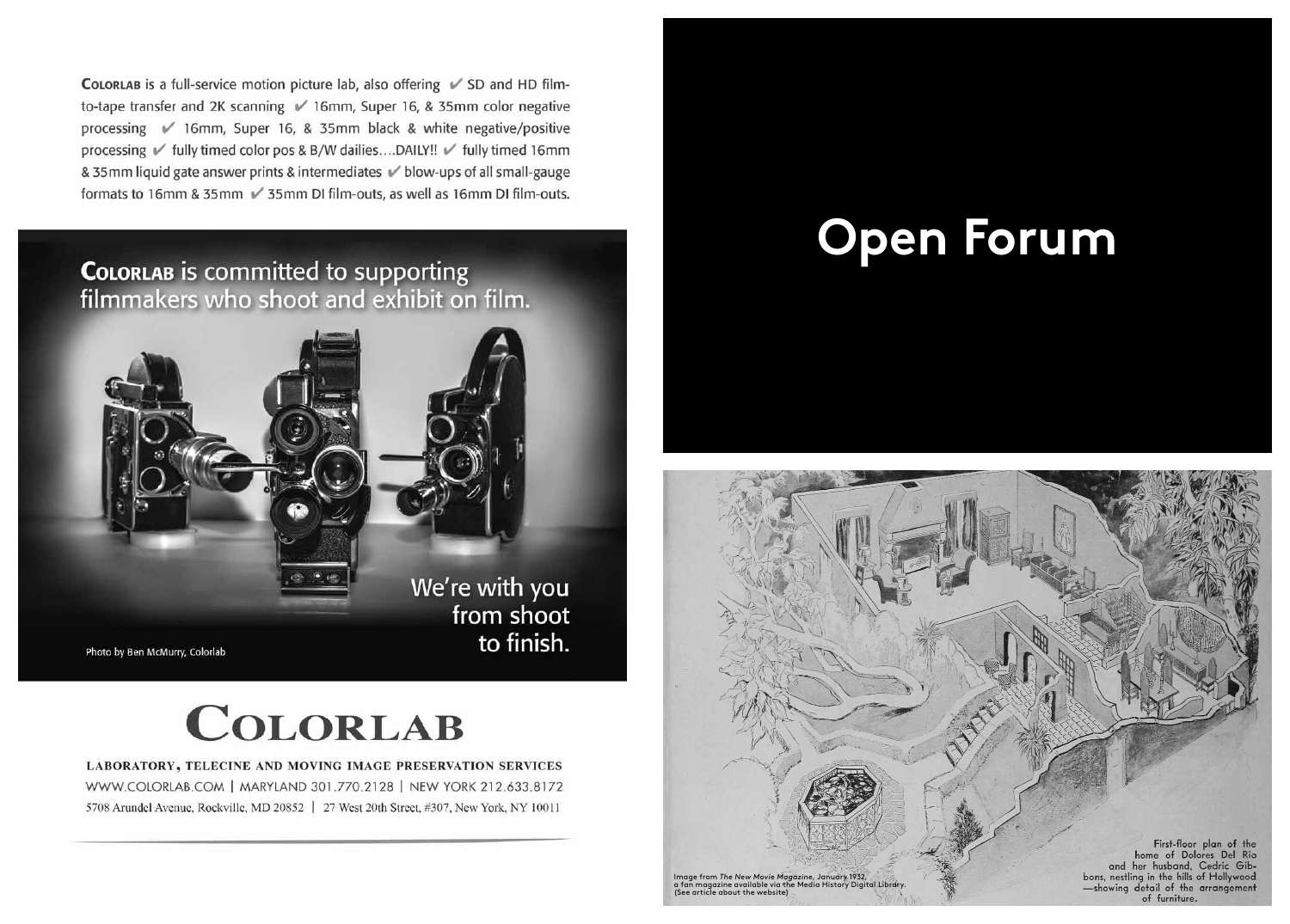**COLORLAB** is a full-service motion picture lab, also offering ✔ SD and HD film-to-tape transfer and 2K scanning ✔ 16mm, Super 16, & 35mm color negative processing ✔ 16mm, Super 16, & 35mm black & white negative/positive processing ✔ fully timed color pos & B/W dailies....DAILY!! ✔ fully timed 16mm & 35mm liquid gate answer prints & intermediates ✔ blow-ups of all small-gauge formats to 16mm & 35mm ✔ 35mm DI film-outs, as well as 16mm DI film-outs.

**COLORLAB** is committed to supporting filmmakers who shoot and exhibit on film.

We're with you from shoot to finish.

Photo by Ben McMurry, Colorlab

# COLORLAB

LABORATORY, TELECINE AND MOVING IMAGE PRESERVATION SERVICES

WWW.COLORLAB.COM | MARYLAND 301.770.2128 | NEW YORK 212.633.8172

5708 Arundel Avenue, Rockville, MD 20852 | 27 West 20th Street, #307, New York, NY 10011

# Open Forum

First-floor plan of the home of Dolores Del Rio and her husband, Cedric Gibbons, nestling in the hills of Hollywood—showing detail of the arrangement of furniture.

Image from *The New Movie Magazine*, January 1932, a fan magazine available via the Media History Digital Library. (See article about the website)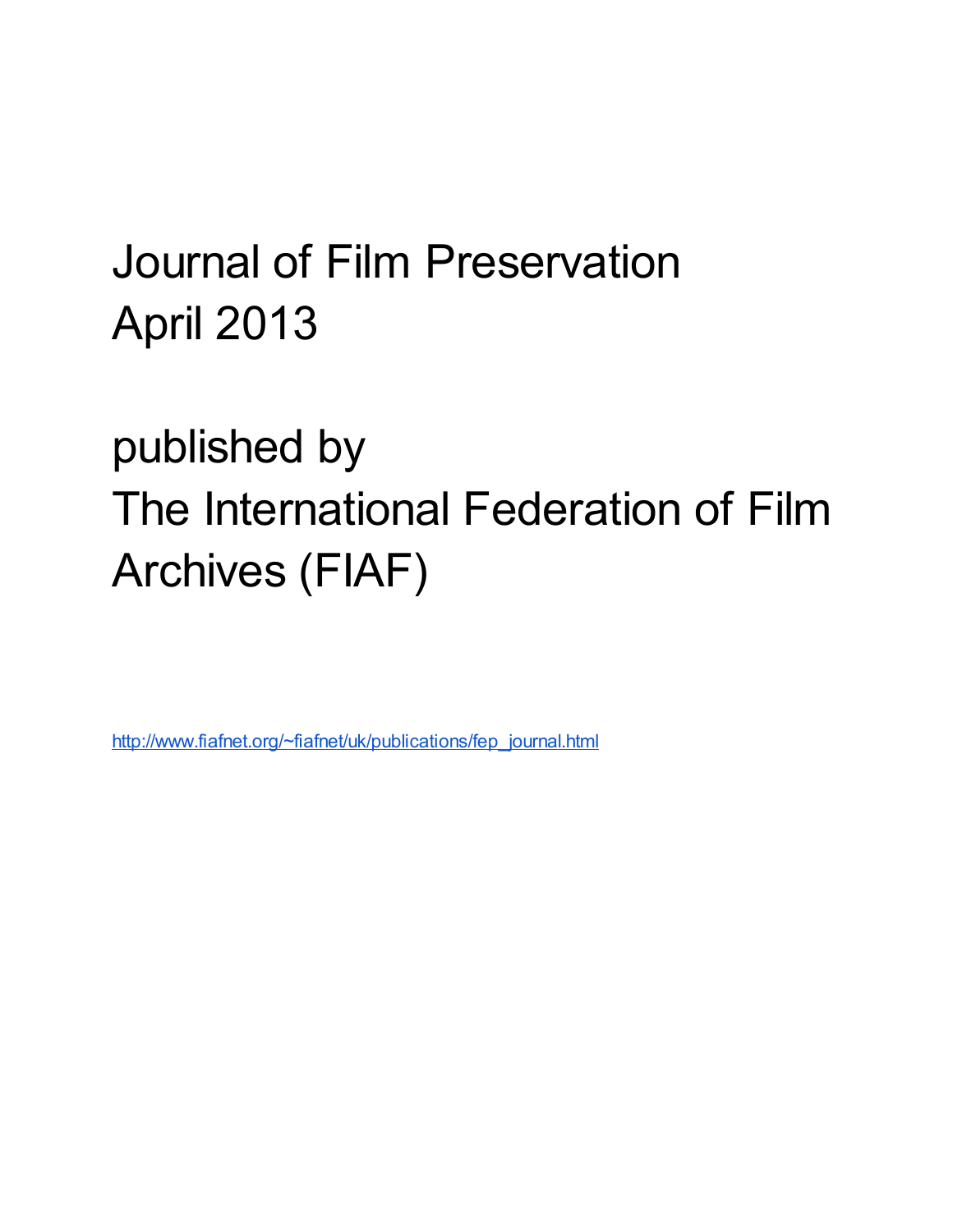# Journal of Film Preservation
# April 2013

# published by
# The International Federation of Film Archives (FIAF)

http://www.fiafnet.org/~fiafnet/uk/publications/fep_journal.html